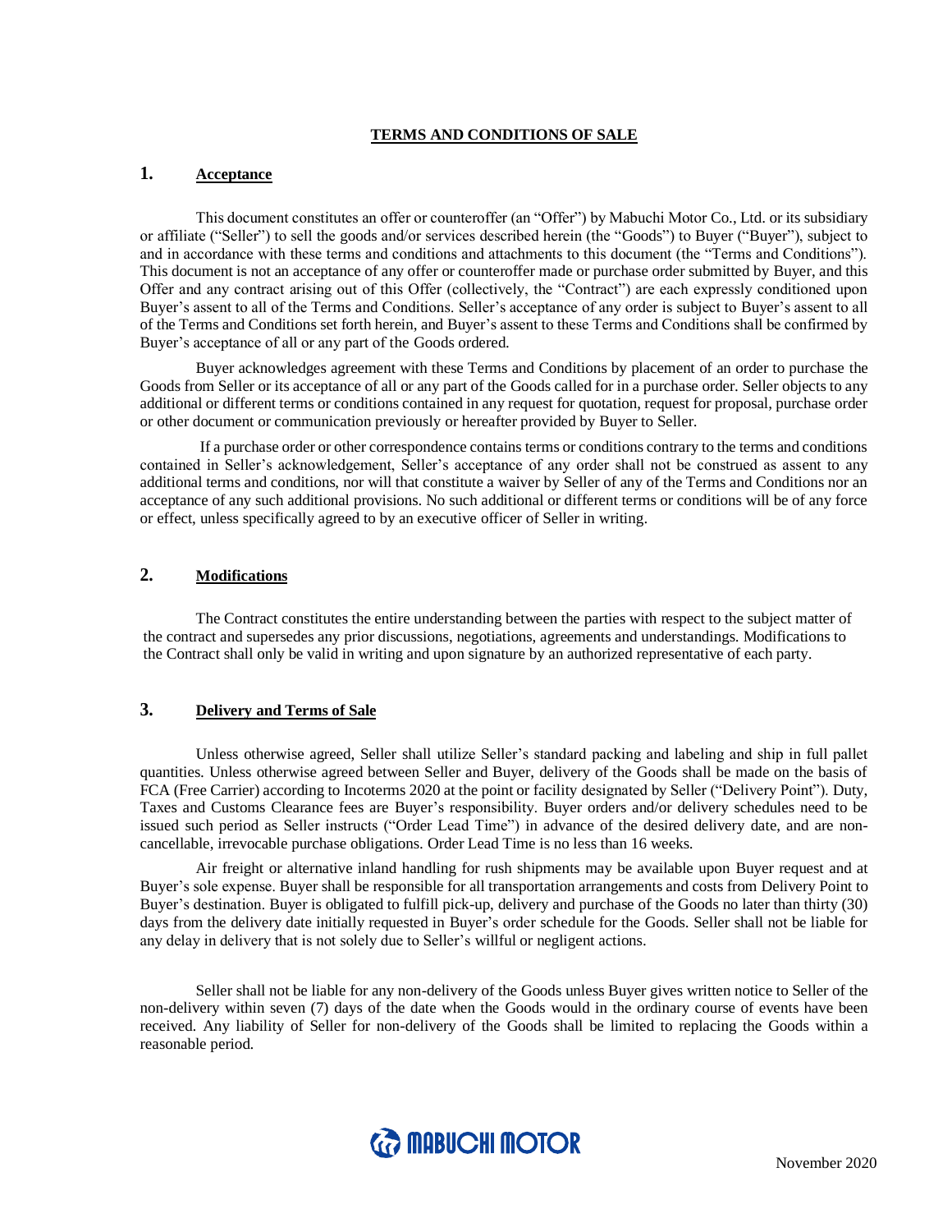# TERMS AND CONDITIONS OF SALE

## 1. Acceptance

This document constitutes an offer or counteroffer (an "Offer") by Mabuchi Motor Co., Ltd. or its subsidiary or affiliate ("Seller") to sell the goods and/or services described herein (the "Goods") to Buyer ("Buyer"), subject to and in accordance with these terms and conditions and attachments to this document (the "Terms and Conditions"). This document is not an acceptance of any offer or counteroffer made or purchase order submitted by Buyer, and this Offer and any contract arising out of this Offer (collectively, the "Contract") are each expressly conditioned upon Buyer's assent to all of the Terms and Conditions. Seller's acceptance of any order is subject to Buyer's assent to all of the Terms and Conditions set forth herein, and Buyer's assent to these Terms and Conditions shall be confirmed by Buyer's acceptance of all or any part of the Goods ordered.

Buyer acknowledges agreement with these Terms and Conditions by placement of an order to purchase the Goods from Seller or its acceptance of all or any part of the Goods called for in a purchase order. Seller objects to any additional or different terms or conditions contained in any request for quotation, request for proposal, purchase order or other document or communication previously or hereafter provided by Buyer to Seller.

If a purchase order or other correspondence contains terms or conditions contrary to the terms and conditions contained in Seller's acknowledgement, Seller's acceptance of any order shall not be construed as assent to any additional terms and conditions, nor will that constitute a waiver by Seller of any of the Terms and Conditions nor an acceptance of any such additional provisions. No such additional or different terms or conditions will be of any force or effect, unless specifically agreed to by an executive officer of Seller in writing.

## 2. Modifications

The Contract constitutes the entire understanding between the parties with respect to the subject matter of the contract and supersedes any prior discussions, negotiations, agreements and understandings. Modifications to the Contract shall only be valid in writing and upon signature by an authorized representative of each party.

## 3. Delivery and Terms of Sale

Unless otherwise agreed, Seller shall utilize Seller's standard packing and labeling and ship in full pallet quantities. Unless otherwise agreed between Seller and Buyer, delivery of the Goods shall be made on the basis of FCA (Free Carrier) according to Incoterms 2020 at the point or facility designated by Seller ("Delivery Point"). Duty, Taxes and Customs Clearance fees are Buyer's responsibility. Buyer orders and/or delivery schedules need to be issued such period as Seller instructs ("Order Lead Time") in advance of the desired delivery date, and are non-cancellable, irrevocable purchase obligations. Order Lead Time is no less than 16 weeks.

Air freight or alternative inland handling for rush shipments may be available upon Buyer request and at Buyer's sole expense. Buyer shall be responsible for all transportation arrangements and costs from Delivery Point to Buyer's destination. Buyer is obligated to fulfill pick-up, delivery and purchase of the Goods no later than thirty (30) days from the delivery date initially requested in Buyer's order schedule for the Goods. Seller shall not be liable for any delay in delivery that is not solely due to Seller's willful or negligent actions.

Seller shall not be liable for any non-delivery of the Goods unless Buyer gives written notice to Seller of the non-delivery within seven (7) days of the date when the Goods would in the ordinary course of events have been received. Any liability of Seller for non-delivery of the Goods shall be limited to replacing the Goods within a reasonable period.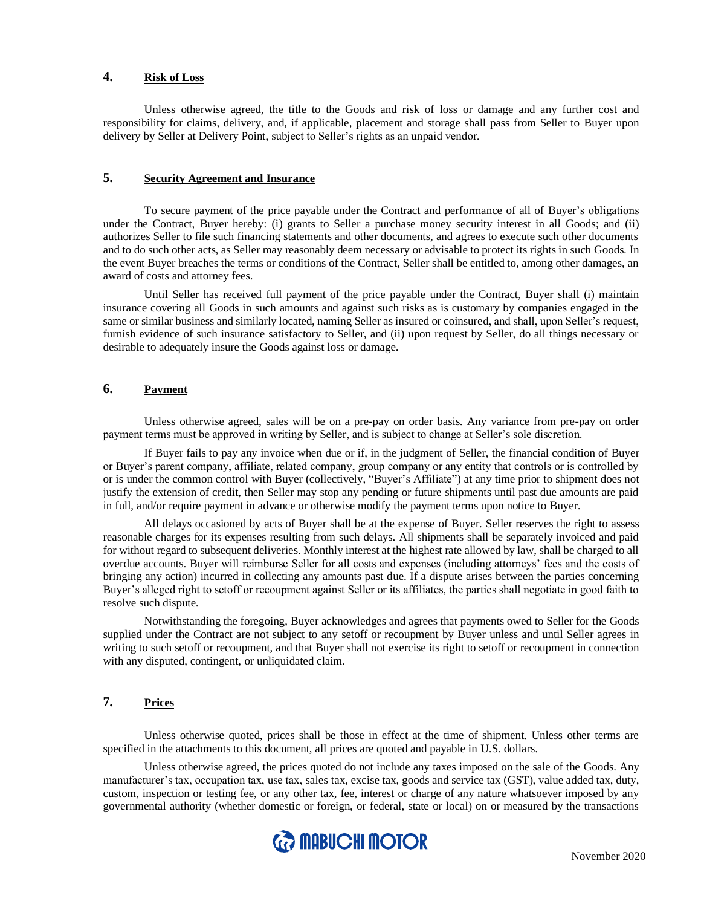## 4. **Risk of Loss**

Unless otherwise agreed, the title to the Goods and risk of loss or damage and any further cost and responsibility for claims, delivery, and, if applicable, placement and storage shall pass from Seller to Buyer upon delivery by Seller at Delivery Point, subject to Seller's rights as an unpaid vendor.

## 5. **Security Agreement and Insurance**

To secure payment of the price payable under the Contract and performance of all of Buyer's obligations under the Contract, Buyer hereby: (i) grants to Seller a purchase money security interest in all Goods; and (ii) authorizes Seller to file such financing statements and other documents, and agrees to execute such other documents and to do such other acts, as Seller may reasonably deem necessary or advisable to protect its rights in such Goods. In the event Buyer breaches the terms or conditions of the Contract, Seller shall be entitled to, among other damages, an award of costs and attorney fees.

Until Seller has received full payment of the price payable under the Contract, Buyer shall (i) maintain insurance covering all Goods in such amounts and against such risks as is customary by companies engaged in the same or similar business and similarly located, naming Seller as insured or coinsured, and shall, upon Seller's request, furnish evidence of such insurance satisfactory to Seller, and (ii) upon request by Seller, do all things necessary or desirable to adequately insure the Goods against loss or damage.

## 6. **Payment**

Unless otherwise agreed, sales will be on a pre-pay on order basis. Any variance from pre-pay on order payment terms must be approved in writing by Seller, and is subject to change at Seller's sole discretion.

If Buyer fails to pay any invoice when due or if, in the judgment of Seller, the financial condition of Buyer or Buyer's parent company, affiliate, related company, group company or any entity that controls or is controlled by or is under the common control with Buyer (collectively, "Buyer's Affiliate") at any time prior to shipment does not justify the extension of credit, then Seller may stop any pending or future shipments until past due amounts are paid in full, and/or require payment in advance or otherwise modify the payment terms upon notice to Buyer.

All delays occasioned by acts of Buyer shall be at the expense of Buyer. Seller reserves the right to assess reasonable charges for its expenses resulting from such delays. All shipments shall be separately invoiced and paid for without regard to subsequent deliveries. Monthly interest at the highest rate allowed by law, shall be charged to all overdue accounts. Buyer will reimburse Seller for all costs and expenses (including attorneys' fees and the costs of bringing any action) incurred in collecting any amounts past due. If a dispute arises between the parties concerning Buyer's alleged right to setoff or recoupment against Seller or its affiliates, the parties shall negotiate in good faith to resolve such dispute.

Notwithstanding the foregoing, Buyer acknowledges and agrees that payments owed to Seller for the Goods supplied under the Contract are not subject to any setoff or recoupment by Buyer unless and until Seller agrees in writing to such setoff or recoupment, and that Buyer shall not exercise its right to setoff or recoupment in connection with any disputed, contingent, or unliquidated claim.

## 7. **Prices**

Unless otherwise quoted, prices shall be those in effect at the time of shipment. Unless other terms are specified in the attachments to this document, all prices are quoted and payable in U.S. dollars.

Unless otherwise agreed, the prices quoted do not include any taxes imposed on the sale of the Goods. Any manufacturer's tax, occupation tax, use tax, sales tax, excise tax, goods and service tax (GST), value added tax, duty, custom, inspection or testing fee, or any other tax, fee, interest or charge of any nature whatsoever imposed by any governmental authority (whether domestic or foreign, or federal, state or local) on or measured by the transactions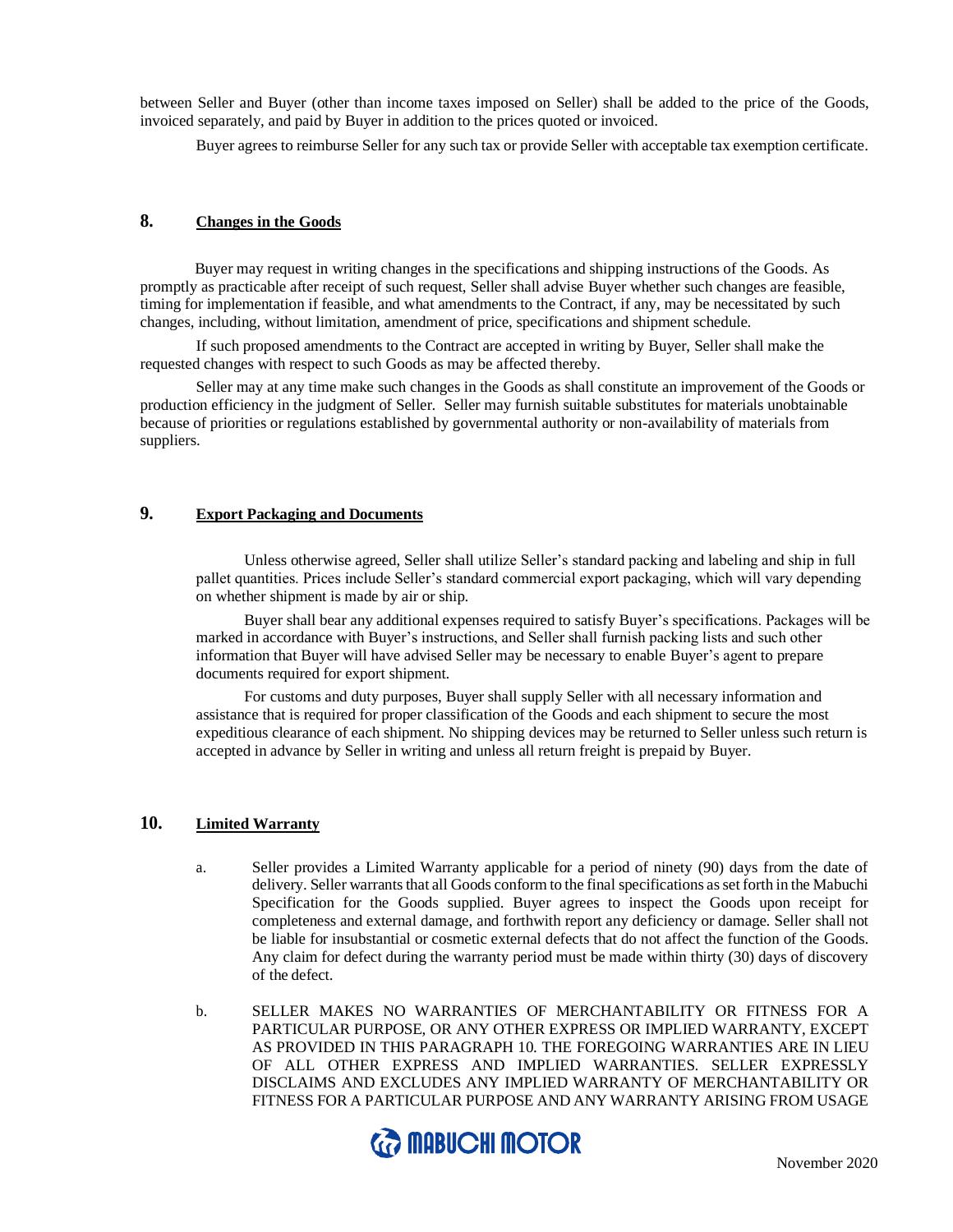between Seller and Buyer (other than income taxes imposed on Seller) shall be added to the price of the Goods, invoiced separately, and paid by Buyer in addition to the prices quoted or invoiced.

Buyer agrees to reimburse Seller for any such tax or provide Seller with acceptable tax exemption certificate.

## 8. Changes in the Goods

Buyer may request in writing changes in the specifications and shipping instructions of the Goods. As promptly as practicable after receipt of such request, Seller shall advise Buyer whether such changes are feasible, timing for implementation if feasible, and what amendments to the Contract, if any, may be necessitated by such changes, including, without limitation, amendment of price, specifications and shipment schedule.

If such proposed amendments to the Contract are accepted in writing by Buyer, Seller shall make the requested changes with respect to such Goods as may be affected thereby.

Seller may at any time make such changes in the Goods as shall constitute an improvement of the Goods or production efficiency in the judgment of Seller. Seller may furnish suitable substitutes for materials unobtainable because of priorities or regulations established by governmental authority or non-availability of materials from suppliers.

## 9. Export Packaging and Documents

Unless otherwise agreed, Seller shall utilize Seller's standard packing and labeling and ship in full pallet quantities. Prices include Seller's standard commercial export packaging, which will vary depending on whether shipment is made by air or ship.

Buyer shall bear any additional expenses required to satisfy Buyer's specifications. Packages will be marked in accordance with Buyer's instructions, and Seller shall furnish packing lists and such other information that Buyer will have advised Seller may be necessary to enable Buyer's agent to prepare documents required for export shipment.

For customs and duty purposes, Buyer shall supply Seller with all necessary information and assistance that is required for proper classification of the Goods and each shipment to secure the most expeditious clearance of each shipment. No shipping devices may be returned to Seller unless such return is accepted in advance by Seller in writing and unless all return freight is prepaid by Buyer.

## 10. Limited Warranty

a. Seller provides a Limited Warranty applicable for a period of ninety (90) days from the date of delivery. Seller warrants that all Goods conform to the final specifications as set forth in the Mabuchi Specification for the Goods supplied. Buyer agrees to inspect the Goods upon receipt for completeness and external damage, and forthwith report any deficiency or damage. Seller shall not be liable for insubstantial or cosmetic external defects that do not affect the function of the Goods. Any claim for defect during the warranty period must be made within thirty (30) days of discovery of the defect.

b. SELLER MAKES NO WARRANTIES OF MERCHANTABILITY OR FITNESS FOR A PARTICULAR PURPOSE, OR ANY OTHER EXPRESS OR IMPLIED WARRANTY, EXCEPT AS PROVIDED IN THIS PARAGRAPH 10. THE FOREGOING WARRANTIES ARE IN LIEU OF ALL OTHER EXPRESS AND IMPLIED WARRANTIES. SELLER EXPRESSLY DISCLAIMS AND EXCLUDES ANY IMPLIED WARRANTY OF MERCHANTABILITY OR FITNESS FOR A PARTICULAR PURPOSE AND ANY WARRANTY ARISING FROM USAGE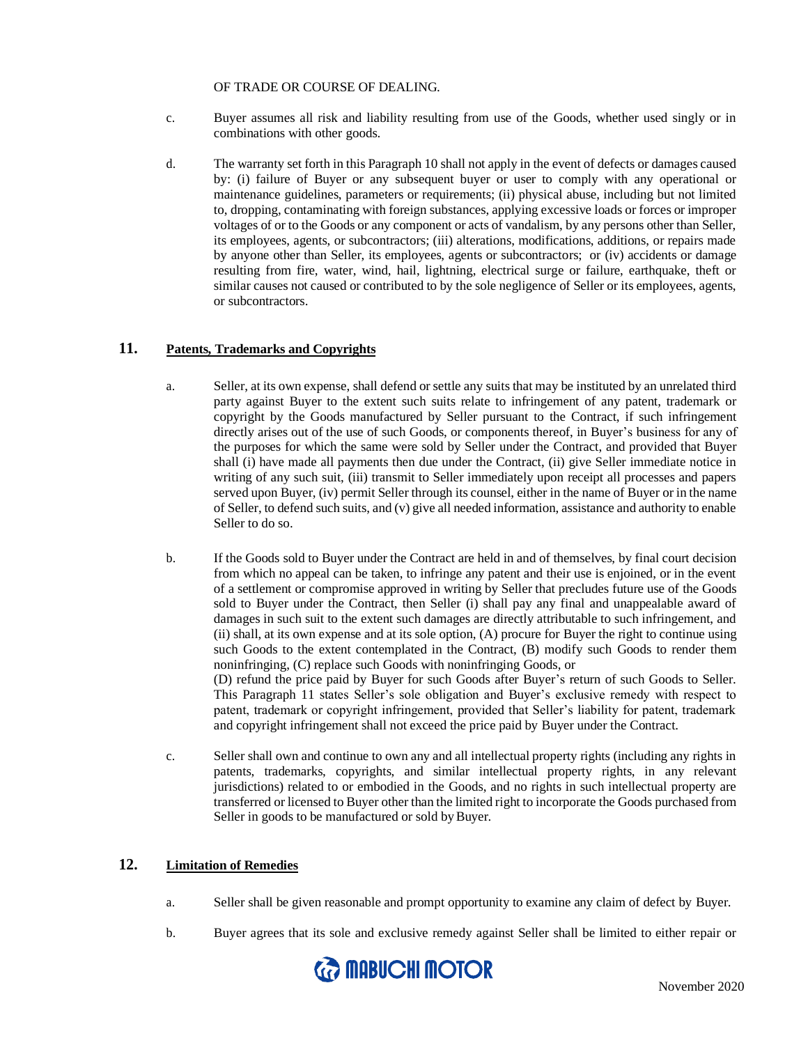OF TRADE OR COURSE OF DEALING.

c. Buyer assumes all risk and liability resulting from use of the Goods, whether used singly or in combinations with other goods.

d. The warranty set forth in this Paragraph 10 shall not apply in the event of defects or damages caused by: (i) failure of Buyer or any subsequent buyer or user to comply with any operational or maintenance guidelines, parameters or requirements; (ii) physical abuse, including but not limited to, dropping, contaminating with foreign substances, applying excessive loads or forces or improper voltages of or to the Goods or any component or acts of vandalism, by any persons other than Seller, its employees, agents, or subcontractors; (iii) alterations, modifications, additions, or repairs made by anyone other than Seller, its employees, agents or subcontractors; or (iv) accidents or damage resulting from fire, water, wind, hail, lightning, electrical surge or failure, earthquake, theft or similar causes not caused or contributed to by the sole negligence of Seller or its employees, agents, or subcontractors.

## 11. Patents, Trademarks and Copyrights

a. Seller, at its own expense, shall defend or settle any suits that may be instituted by an unrelated third party against Buyer to the extent such suits relate to infringement of any patent, trademark or copyright by the Goods manufactured by Seller pursuant to the Contract, if such infringement directly arises out of the use of such Goods, or components thereof, in Buyer's business for any of the purposes for which the same were sold by Seller under the Contract, and provided that Buyer shall (i) have made all payments then due under the Contract, (ii) give Seller immediate notice in writing of any such suit, (iii) transmit to Seller immediately upon receipt all processes and papers served upon Buyer, (iv) permit Seller through its counsel, either in the name of Buyer or in the name of Seller, to defend such suits, and (v) give all needed information, assistance and authority to enable Seller to do so.

b. If the Goods sold to Buyer under the Contract are held in and of themselves, by final court decision from which no appeal can be taken, to infringe any patent and their use is enjoined, or in the event of a settlement or compromise approved in writing by Seller that precludes future use of the Goods sold to Buyer under the Contract, then Seller (i) shall pay any final and unappealable award of damages in such suit to the extent such damages are directly attributable to such infringement, and (ii) shall, at its own expense and at its sole option, (A) procure for Buyer the right to continue using such Goods to the extent contemplated in the Contract, (B) modify such Goods to render them noninfringing, (C) replace such Goods with noninfringing Goods, or (D) refund the price paid by Buyer for such Goods after Buyer's return of such Goods to Seller. This Paragraph 11 states Seller's sole obligation and Buyer's exclusive remedy with respect to patent, trademark or copyright infringement, provided that Seller's liability for patent, trademark and copyright infringement shall not exceed the price paid by Buyer under the Contract.

c. Seller shall own and continue to own any and all intellectual property rights (including any rights in patents, trademarks, copyrights, and similar intellectual property rights, in any relevant jurisdictions) related to or embodied in the Goods, and no rights in such intellectual property are transferred or licensed to Buyer other than the limited right to incorporate the Goods purchased from Seller in goods to be manufactured or sold by Buyer.

## 12. Limitation of Remedies

a. Seller shall be given reasonable and prompt opportunity to examine any claim of defect by Buyer.

b. Buyer agrees that its sole and exclusive remedy against Seller shall be limited to either repair or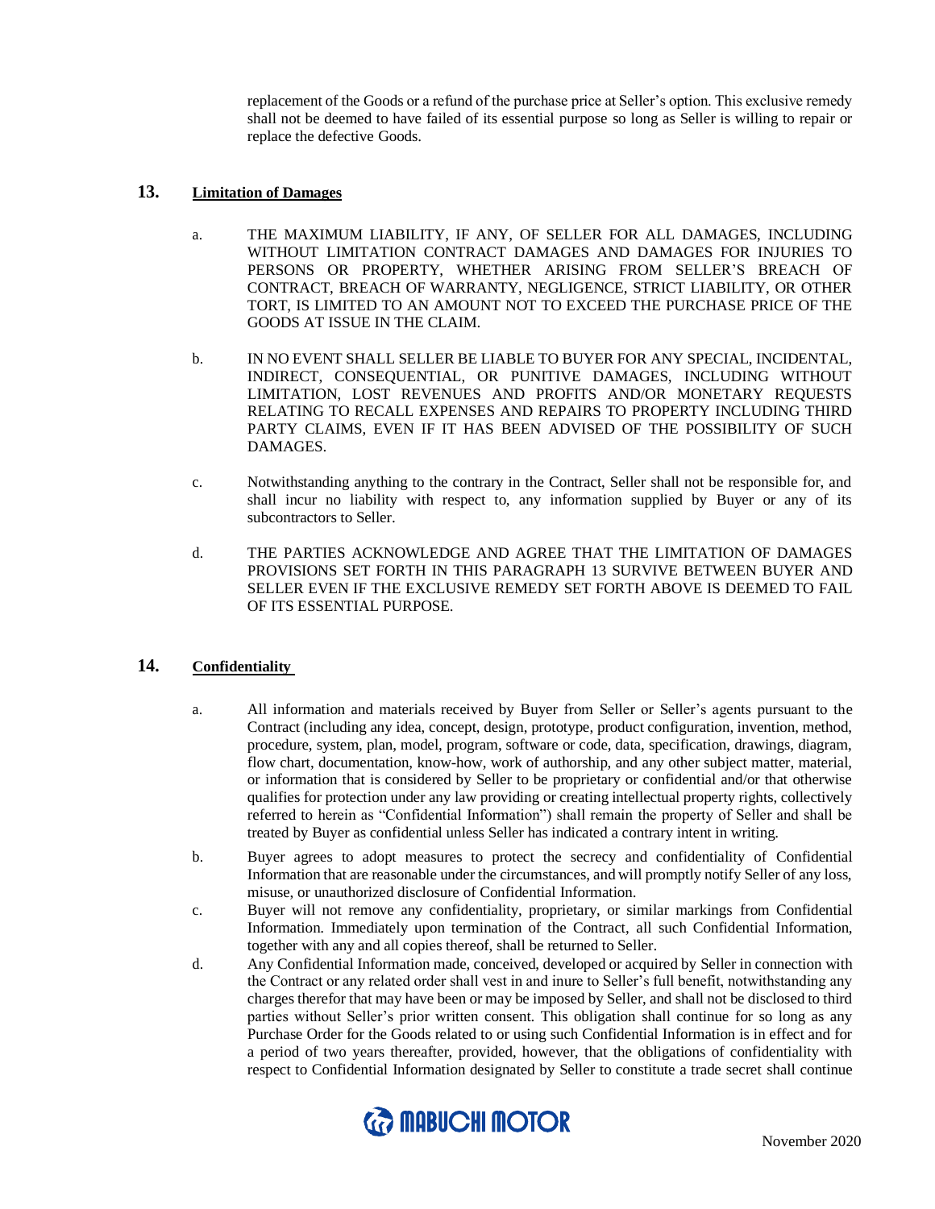replacement of the Goods or a refund of the purchase price at Seller's option. This exclusive remedy shall not be deemed to have failed of its essential purpose so long as Seller is willing to repair or replace the defective Goods.

## 13. Limitation of Damages

a. THE MAXIMUM LIABILITY, IF ANY, OF SELLER FOR ALL DAMAGES, INCLUDING WITHOUT LIMITATION CONTRACT DAMAGES AND DAMAGES FOR INJURIES TO PERSONS OR PROPERTY, WHETHER ARISING FROM SELLER'S BREACH OF CONTRACT, BREACH OF WARRANTY, NEGLIGENCE, STRICT LIABILITY, OR OTHER TORT, IS LIMITED TO AN AMOUNT NOT TO EXCEED THE PURCHASE PRICE OF THE GOODS AT ISSUE IN THE CLAIM.

b. IN NO EVENT SHALL SELLER BE LIABLE TO BUYER FOR ANY SPECIAL, INCIDENTAL, INDIRECT, CONSEQUENTIAL, OR PUNITIVE DAMAGES, INCLUDING WITHOUT LIMITATION, LOST REVENUES AND PROFITS AND/OR MONETARY REQUESTS RELATING TO RECALL EXPENSES AND REPAIRS TO PROPERTY INCLUDING THIRD PARTY CLAIMS, EVEN IF IT HAS BEEN ADVISED OF THE POSSIBILITY OF SUCH DAMAGES.

c. Notwithstanding anything to the contrary in the Contract, Seller shall not be responsible for, and shall incur no liability with respect to, any information supplied by Buyer or any of its subcontractors to Seller.

d. THE PARTIES ACKNOWLEDGE AND AGREE THAT THE LIMITATION OF DAMAGES PROVISIONS SET FORTH IN THIS PARAGRAPH 13 SURVIVE BETWEEN BUYER AND SELLER EVEN IF THE EXCLUSIVE REMEDY SET FORTH ABOVE IS DEEMED TO FAIL OF ITS ESSENTIAL PURPOSE.

## 14. Confidentiality

a. All information and materials received by Buyer from Seller or Seller's agents pursuant to the Contract (including any idea, concept, design, prototype, product configuration, invention, method, procedure, system, plan, model, program, software or code, data, specification, drawings, diagram, flow chart, documentation, know-how, work of authorship, and any other subject matter, material, or information that is considered by Seller to be proprietary or confidential and/or that otherwise qualifies for protection under any law providing or creating intellectual property rights, collectively referred to herein as "Confidential Information") shall remain the property of Seller and shall be treated by Buyer as confidential unless Seller has indicated a contrary intent in writing.

b. Buyer agrees to adopt measures to protect the secrecy and confidentiality of Confidential Information that are reasonable under the circumstances, and will promptly notify Seller of any loss, misuse, or unauthorized disclosure of Confidential Information.

c. Buyer will not remove any confidentiality, proprietary, or similar markings from Confidential Information. Immediately upon termination of the Contract, all such Confidential Information, together with any and all copies thereof, shall be returned to Seller.

d. Any Confidential Information made, conceived, developed or acquired by Seller in connection with the Contract or any related order shall vest in and inure to Seller's full benefit, notwithstanding any charges therefor that may have been or may be imposed by Seller, and shall not be disclosed to third parties without Seller's prior written consent. This obligation shall continue for so long as any Purchase Order for the Goods related to or using such Confidential Information is in effect and for a period of two years thereafter, provided, however, that the obligations of confidentiality with respect to Confidential Information designated by Seller to constitute a trade secret shall continue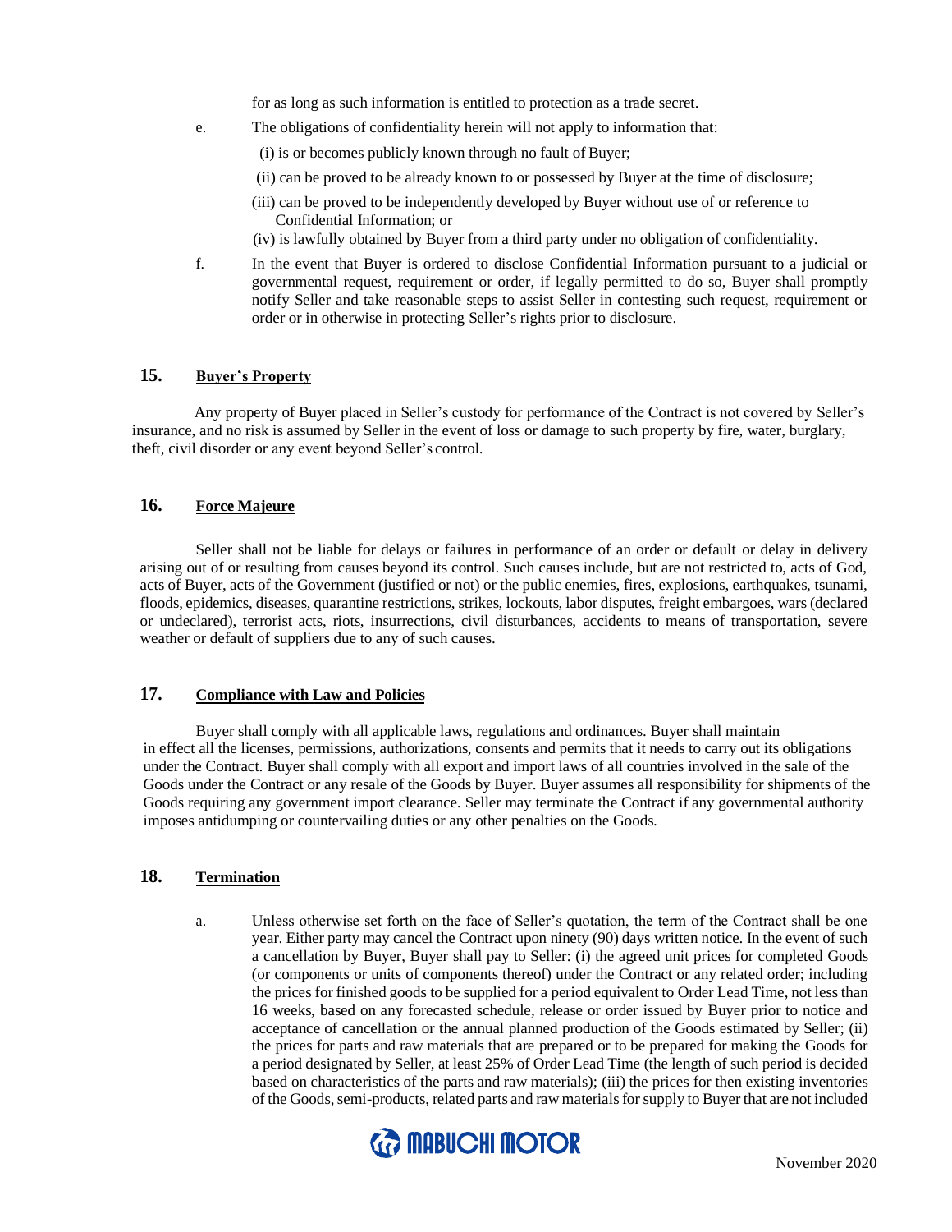for as long as such information is entitled to protection as a trade secret.

e. The obligations of confidentiality herein will not apply to information that:

(i) is or becomes publicly known through no fault of Buyer;

(ii) can be proved to be already known to or possessed by Buyer at the time of disclosure;

(iii) can be proved to be independently developed by Buyer without use of or reference to Confidential Information; or

(iv) is lawfully obtained by Buyer from a third party under no obligation of confidentiality.

f. In the event that Buyer is ordered to disclose Confidential Information pursuant to a judicial or governmental request, requirement or order, if legally permitted to do so, Buyer shall promptly notify Seller and take reasonable steps to assist Seller in contesting such request, requirement or order or in otherwise in protecting Seller's rights prior to disclosure.

## 15. Buyer's Property

Any property of Buyer placed in Seller's custody for performance of the Contract is not covered by Seller's insurance, and no risk is assumed by Seller in the event of loss or damage to such property by fire, water, burglary, theft, civil disorder or any event beyond Seller's control.

## 16. Force Majeure

Seller shall not be liable for delays or failures in performance of an order or default or delay in delivery arising out of or resulting from causes beyond its control. Such causes include, but are not restricted to, acts of God, acts of Buyer, acts of the Government (justified or not) or the public enemies, fires, explosions, earthquakes, tsunami, floods, epidemics, diseases, quarantine restrictions, strikes, lockouts, labor disputes, freight embargoes, wars (declared or undeclared), terrorist acts, riots, insurrections, civil disturbances, accidents to means of transportation, severe weather or default of suppliers due to any of such causes.

## 17. Compliance with Law and Policies

Buyer shall comply with all applicable laws, regulations and ordinances. Buyer shall maintain in effect all the licenses, permissions, authorizations, consents and permits that it needs to carry out its obligations under the Contract. Buyer shall comply with all export and import laws of all countries involved in the sale of the Goods under the Contract or any resale of the Goods by Buyer. Buyer assumes all responsibility for shipments of the Goods requiring any government import clearance. Seller may terminate the Contract if any governmental authority imposes antidumping or countervailing duties or any other penalties on the Goods.

## 18. Termination

a. Unless otherwise set forth on the face of Seller's quotation, the term of the Contract shall be one year. Either party may cancel the Contract upon ninety (90) days written notice. In the event of such a cancellation by Buyer, Buyer shall pay to Seller: (i) the agreed unit prices for completed Goods (or components or units of components thereof) under the Contract or any related order; including the prices for finished goods to be supplied for a period equivalent to Order Lead Time, not less than 16 weeks, based on any forecasted schedule, release or order issued by Buyer prior to notice and acceptance of cancellation or the annual planned production of the Goods estimated by Seller; (ii) the prices for parts and raw materials that are prepared or to be prepared for making the Goods for a period designated by Seller, at least 25% of Order Lead Time (the length of such period is decided based on characteristics of the parts and raw materials); (iii) the prices for then existing inventories of the Goods, semi-products, related parts and raw materials for supply to Buyer that are not included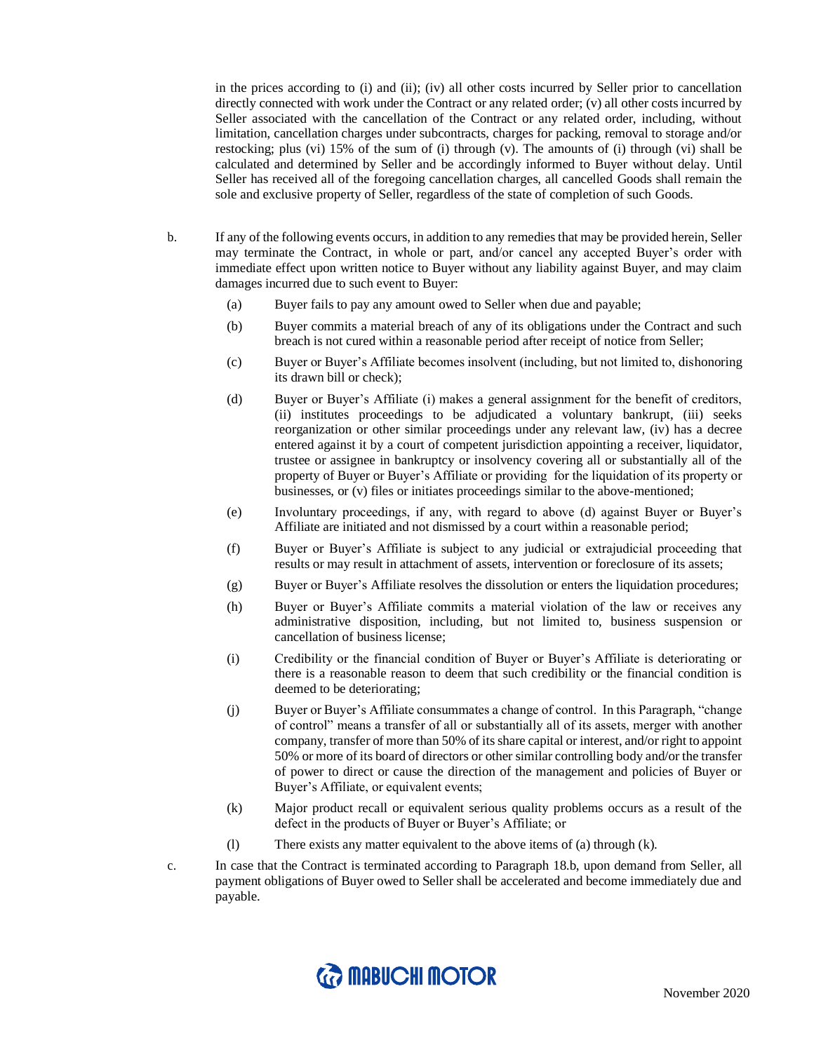in the prices according to (i) and (ii); (iv) all other costs incurred by Seller prior to cancellation directly connected with work under the Contract or any related order; (v) all other costs incurred by Seller associated with the cancellation of the Contract or any related order, including, without limitation, cancellation charges under subcontracts, charges for packing, removal to storage and/or restocking; plus (vi) 15% of the sum of (i) through (v). The amounts of (i) through (vi) shall be calculated and determined by Seller and be accordingly informed to Buyer without delay. Until Seller has received all of the foregoing cancellation charges, all cancelled Goods shall remain the sole and exclusive property of Seller, regardless of the state of completion of such Goods.

b. If any of the following events occurs, in addition to any remedies that may be provided herein, Seller may terminate the Contract, in whole or part, and/or cancel any accepted Buyer's order with immediate effect upon written notice to Buyer without any liability against Buyer, and may claim damages incurred due to such event to Buyer:

   (a) Buyer fails to pay any amount owed to Seller when due and payable;

   (b) Buyer commits a material breach of any of its obligations under the Contract and such breach is not cured within a reasonable period after receipt of notice from Seller;

   (c) Buyer or Buyer's Affiliate becomes insolvent (including, but not limited to, dishonoring its drawn bill or check);

   (d) Buyer or Buyer's Affiliate (i) makes a general assignment for the benefit of creditors, (ii) institutes proceedings to be adjudicated a voluntary bankrupt, (iii) seeks reorganization or other similar proceedings under any relevant law, (iv) has a decree entered against it by a court of competent jurisdiction appointing a receiver, liquidator, trustee or assignee in bankruptcy or insolvency covering all or substantially all of the property of Buyer or Buyer's Affiliate or providing for the liquidation of its property or businesses, or (v) files or initiates proceedings similar to the above-mentioned;

   (e) Involuntary proceedings, if any, with regard to above (d) against Buyer or Buyer's Affiliate are initiated and not dismissed by a court within a reasonable period;

   (f) Buyer or Buyer's Affiliate is subject to any judicial or extrajudicial proceeding that results or may result in attachment of assets, intervention or foreclosure of its assets;

   (g) Buyer or Buyer's Affiliate resolves the dissolution or enters the liquidation procedures;

   (h) Buyer or Buyer's Affiliate commits a material violation of the law or receives any administrative disposition, including, but not limited to, business suspension or cancellation of business license;

   (i) Credibility or the financial condition of Buyer or Buyer's Affiliate is deteriorating or there is a reasonable reason to deem that such credibility or the financial condition is deemed to be deteriorating;

   (j) Buyer or Buyer's Affiliate consummates a change of control. In this Paragraph, "change of control" means a transfer of all or substantially all of its assets, merger with another company, transfer of more than 50% of its share capital or interest, and/or right to appoint 50% or more of its board of directors or other similar controlling body and/or the transfer of power to direct or cause the direction of the management and policies of Buyer or Buyer's Affiliate, or equivalent events;

   (k) Major product recall or equivalent serious quality problems occurs as a result of the defect in the products of Buyer or Buyer's Affiliate; or

   (l) There exists any matter equivalent to the above items of (a) through (k).

c. In case that the Contract is terminated according to Paragraph 18.b, upon demand from Seller, all payment obligations of Buyer owed to Seller shall be accelerated and become immediately due and payable.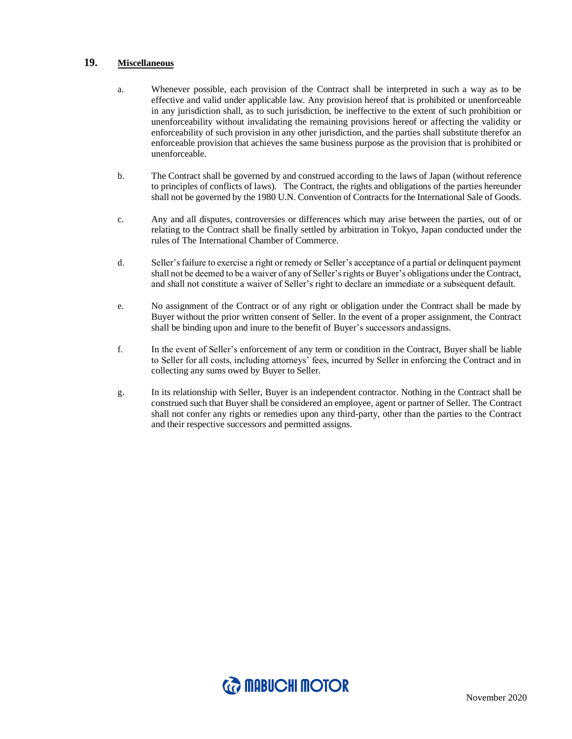## 19. Miscellaneous

a. Whenever possible, each provision of the Contract shall be interpreted in such a way as to be effective and valid under applicable law. Any provision hereof that is prohibited or unenforceable in any jurisdiction shall, as to such jurisdiction, be ineffective to the extent of such prohibition or unenforceability without invalidating the remaining provisions hereof or affecting the validity or enforceability of such provision in any other jurisdiction, and the parties shall substitute therefor an enforceable provision that achieves the same business purpose as the provision that is prohibited or unenforceable.

b. The Contract shall be governed by and construed according to the laws of Japan (without reference to principles of conflicts of laws). The Contract, the rights and obligations of the parties hereunder shall not be governed by the 1980 U.N. Convention of Contracts for the International Sale of Goods.

c. Any and all disputes, controversies or differences which may arise between the parties, out of or relating to the Contract shall be finally settled by arbitration in Tokyo, Japan conducted under the rules of The International Chamber of Commerce.

d. Seller's failure to exercise a right or remedy or Seller's acceptance of a partial or delinquent payment shall not be deemed to be a waiver of any of Seller's rights or Buyer's obligations under the Contract, and shall not constitute a waiver of Seller's right to declare an immediate or a subsequent default.

e. No assignment of the Contract or of any right or obligation under the Contract shall be made by Buyer without the prior written consent of Seller. In the event of a proper assignment, the Contract shall be binding upon and inure to the benefit of Buyer's successors andassigns.

f. In the event of Seller's enforcement of any term or condition in the Contract, Buyer shall be liable to Seller for all costs, including attorneys' fees, incurred by Seller in enforcing the Contract and in collecting any sums owed by Buyer to Seller.

g. In its relationship with Seller, Buyer is an independent contractor. Nothing in the Contract shall be construed such that Buyer shall be considered an employee, agent or partner of Seller. The Contract shall not confer any rights or remedies upon any third-party, other than the parties to the Contract and their respective successors and permitted assigns.